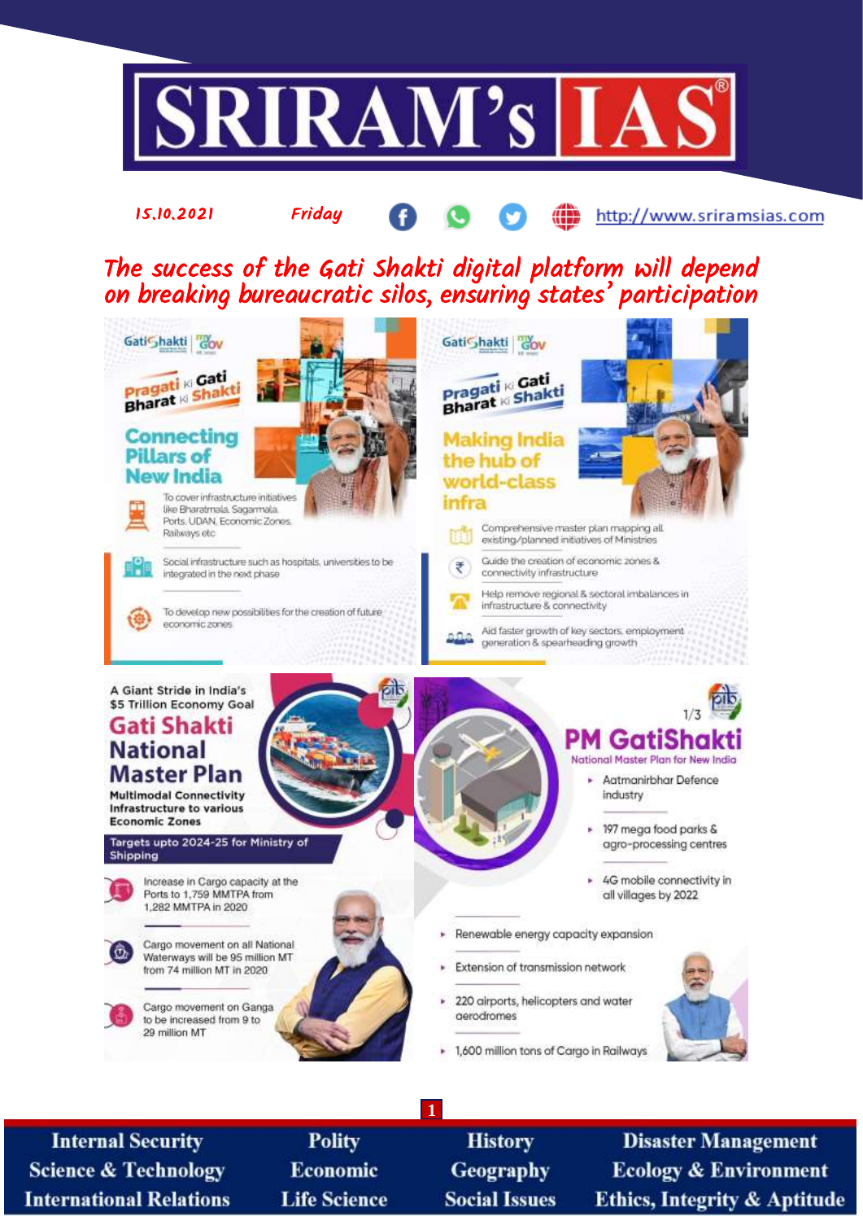# SRIRAM's IAS

*15.10.2021* *Friday* http://www.sriramsias.com

## *The success of the Gati Shakti digital platform will depend on breaking bureaucratic silos, ensuring states' participation*

**GatiShakti | MyGov**

**Pragati Ki Gati — Bharat Ki Shakti**

### Connecting Pillars of New India

- To cover infrastructure initiatives like Bharatmala, Sagarmala, Ports, UDAN, Economic Zones, Railways etc
- Social infrastructure such as hospitals, universities to be integrated in the next phase
- To develop new possibilities for the creation of future economic zones

**GatiShakti | MyGov**

**Pragati Ki Gati — Bharat Ki Shakti**

### Making India the hub of world-class infra

- Comprehensive master plan mapping all existing/planned initiatives of Ministries
- Guide the creation of economic zones & connectivity infrastructure
- Help remove regional & sectoral imbalances in infrastructure & connectivity
- Aid faster growth of key sectors, employment generation & spearheading growth

A Giant Stride in India's $5 Trillion Economy Goal

### Gati Shakti National Master Plan

**Multimodal Connectivity Infrastructure to various Economic Zones**

**Targets upto 2024-25 for Ministry of Shipping**

- Increase in Cargo capacity at the Ports to 1,759 MMTPA from 1,282 MMTPA in 2020
- Cargo movement on all National Waterways will be 95 million MT from 74 million MT in 2020
- Cargo movement on Ganga to be increased from 9 to 29 million MT

1/3

### PM GatiShakti

National Master Plan for New India

- Aatmanirbhar Defence industry
- 197 mega food parks & agro-processing centres
- 4G mobile connectivity in all villages by 2022
- Renewable energy capacity expansion
- Extension of transmission network
- 220 airports, helicopters and water aerodromes
- 1,600 million tons of Cargo in Railways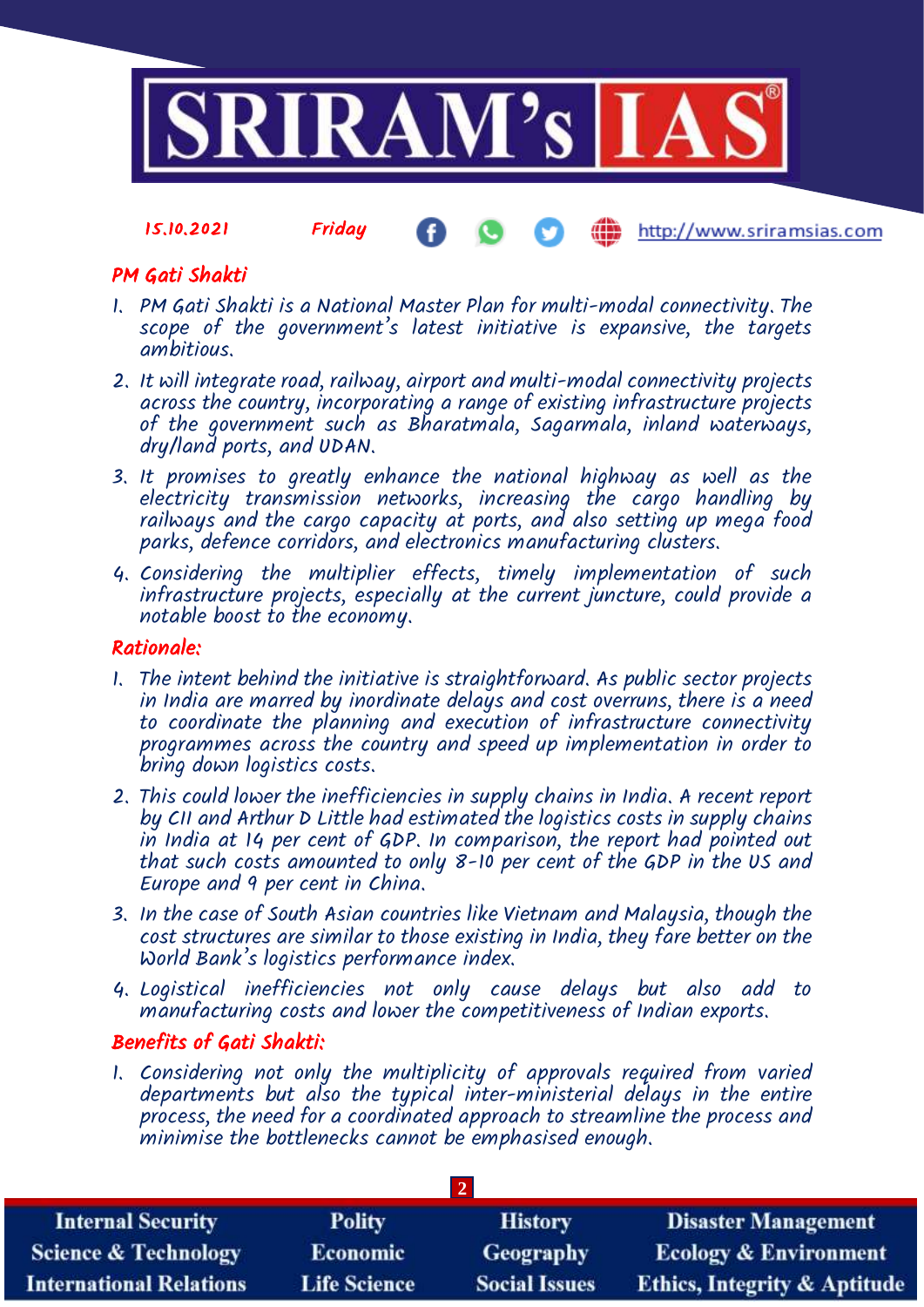## PM Gati Shakti

1. PM Gati Shakti is a National Master Plan for multi-modal connectivity. The scope of the government's latest initiative is expansive, the targets ambitious.
2. It will integrate road, railway, airport and multi-modal connectivity projects across the country, incorporating a range of existing infrastructure projects of the government such as Bharatmala, Sagarmala, inland waterways, dry/land ports, and UDAN.
3. It promises to greatly enhance the national highway as well as the electricity transmission networks, increasing the cargo handling by railways and the cargo capacity at ports, and also setting up mega food parks, defence corridors, and electronics manufacturing clusters.
4. Considering the multiplier effects, timely implementation of such infrastructure projects, especially at the current juncture, could provide a notable boost to the economy.

## Rationale:

1. The intent behind the initiative is straightforward. As public sector projects in India are marred by inordinate delays and cost overruns, there is a need to coordinate the planning and execution of infrastructure connectivity programmes across the country and speed up implementation in order to bring down logistics costs.
2. This could lower the inefficiencies in supply chains in India. A recent report by CII and Arthur D Little had estimated the logistics costs in supply chains in India at 14 per cent of GDP. In comparison, the report had pointed out that such costs amounted to only 8-10 per cent of the GDP in the US and Europe and 9 per cent in China.
3. In the case of South Asian countries like Vietnam and Malaysia, though the cost structures are similar to those existing in India, they fare better on the World Bank's logistics performance index.
4. Logistical inefficiencies not only cause delays but also add to manufacturing costs and lower the competitiveness of Indian exports.

## Benefits of Gati Shakti:

1. Considering not only the multiplicity of approvals required from varied departments but also the typical inter-ministerial delays in the entire process, the need for a coordinated approach to streamline the process and minimise the bottlenecks cannot be emphasised enough.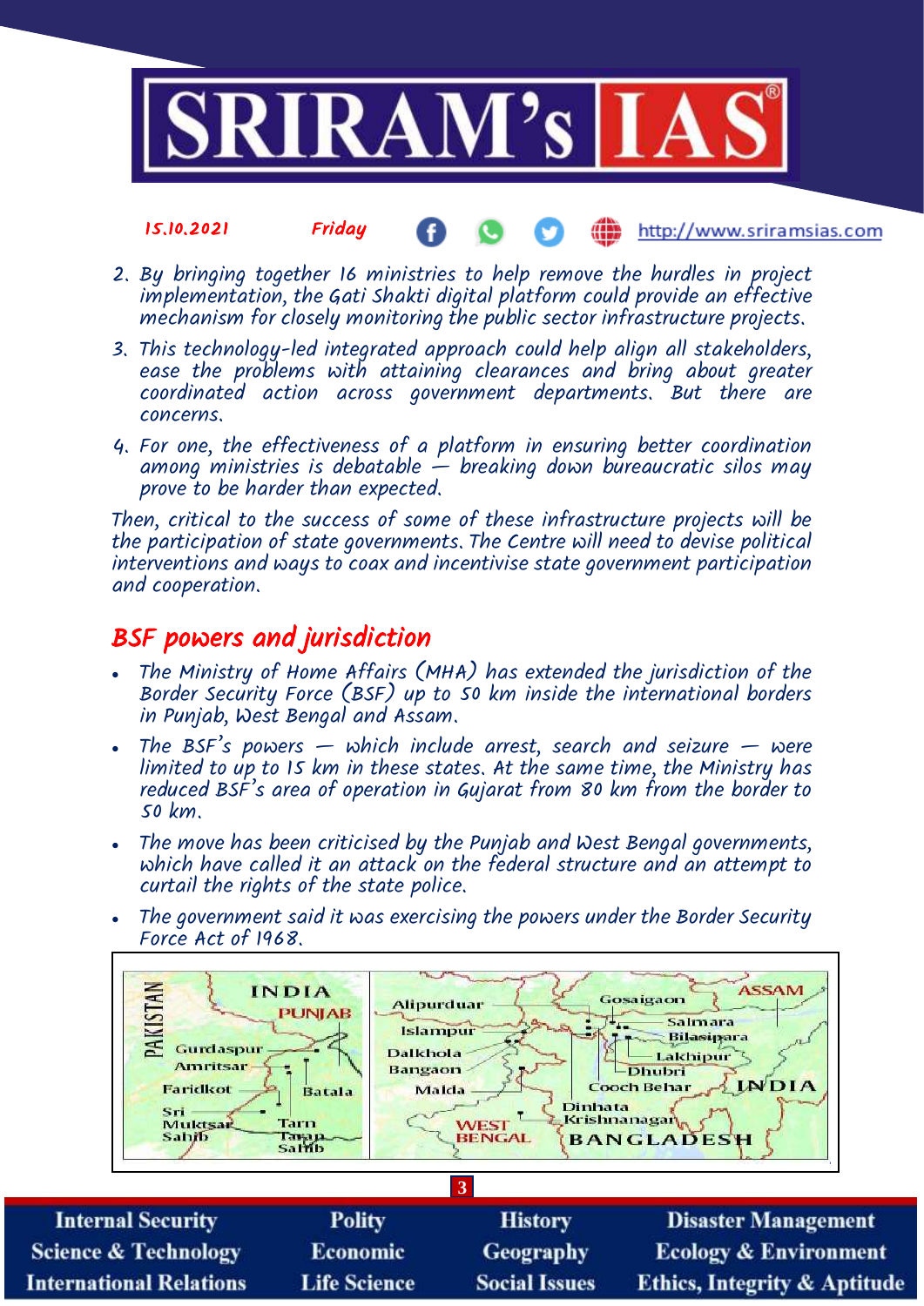2. By bringing together 16 ministries to help remove the hurdles in project implementation, the Gati Shakti digital platform could provide an effective mechanism for closely monitoring the public sector infrastructure projects.

3. This technology-led integrated approach could help align all stakeholders, ease the problems with attaining clearances and bring about greater coordinated action across government departments. But there are concerns.

4. For one, the effectiveness of a platform in ensuring better coordination among ministries is debatable — breaking down bureaucratic silos may prove to be harder than expected.

Then, critical to the success of some of these infrastructure projects will be the participation of state governments. The Centre will need to devise political interventions and ways to coax and incentivise state government participation and cooperation.

## BSF powers and jurisdiction

- The Ministry of Home Affairs (MHA) has extended the jurisdiction of the Border Security Force (BSF) up to 50 km inside the international borders in Punjab, West Bengal and Assam.
- The BSF's powers — which include arrest, search and seizure — were limited to up to 15 km in these states. At the same time, the Ministry has reduced BSF's area of operation in Gujarat from 80 km from the border to 50 km.
- The move has been criticised by the Punjab and West Bengal governments, which have called it an attack on the federal structure and an attempt to curtail the rights of the state police.
- The government said it was exercising the powers under the Border Security Force Act of 1968.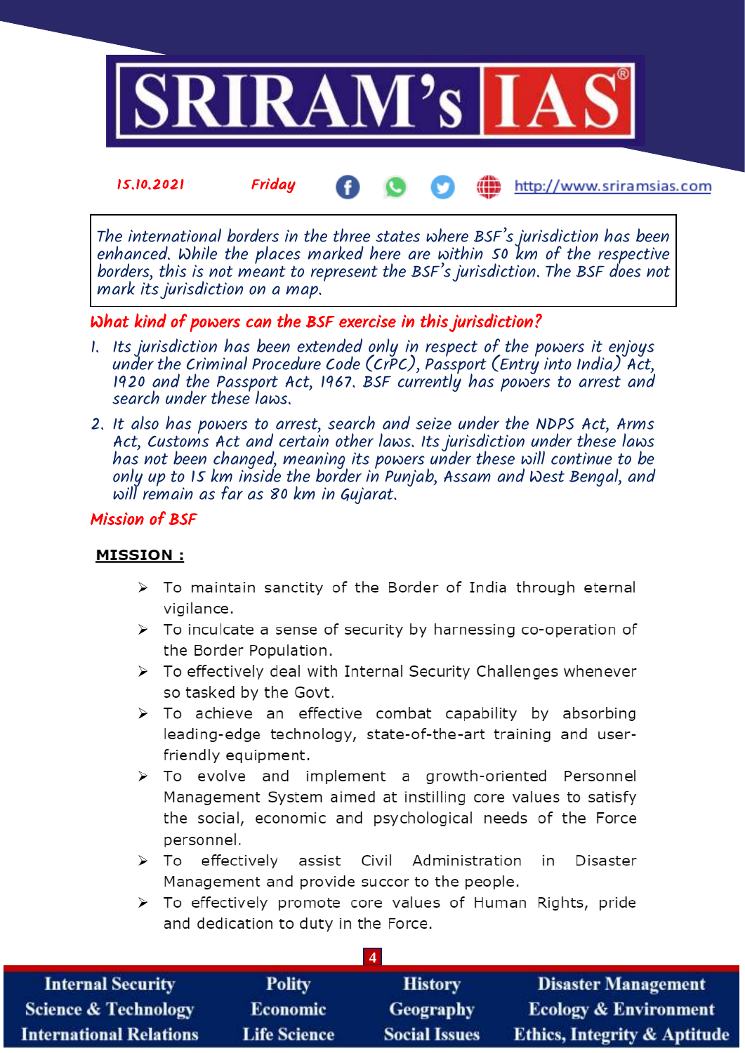The international borders in the three states where BSF's jurisdiction has been enhanced. While the places marked here are within 50 km of the respective borders, this is not meant to represent the BSF's jurisdiction. The BSF does not mark its jurisdiction on a map.

## What kind of powers can the BSF exercise in this jurisdiction?

1. Its jurisdiction has been extended only in respect of the powers it enjoys under the Criminal Procedure Code (CrPC), Passport (Entry into India) Act, 1920 and the Passport Act, 1967. BSF currently has powers to arrest and search under these laws.
2. It also has powers to arrest, search and seize under the NDPS Act, Arms Act, Customs Act and certain other laws. Its jurisdiction under these laws has not been changed, meaning its powers under these will continue to be only up to 15 km inside the border in Punjab, Assam and West Bengal, and will remain as far as 80 km in Gujarat.

## Mission of BSF

**MISSION :**

- To maintain sanctity of the Border of India through eternal vigilance.
- To inculcate a sense of security by harnessing co-operation of the Border Population.
- To effectively deal with Internal Security Challenges whenever so tasked by the Govt.
- To achieve an effective combat capability by absorbing leading-edge technology, state-of-the-art training and user-friendly equipment.
- To evolve and implement a growth-oriented Personnel Management System aimed at instilling core values to satisfy the social, economic and psychological needs of the Force personnel.
- To effectively assist Civil Administration in Disaster Management and provide succor to the people.
- To effectively promote core values of Human Rights, pride and dedication to duty in the Force.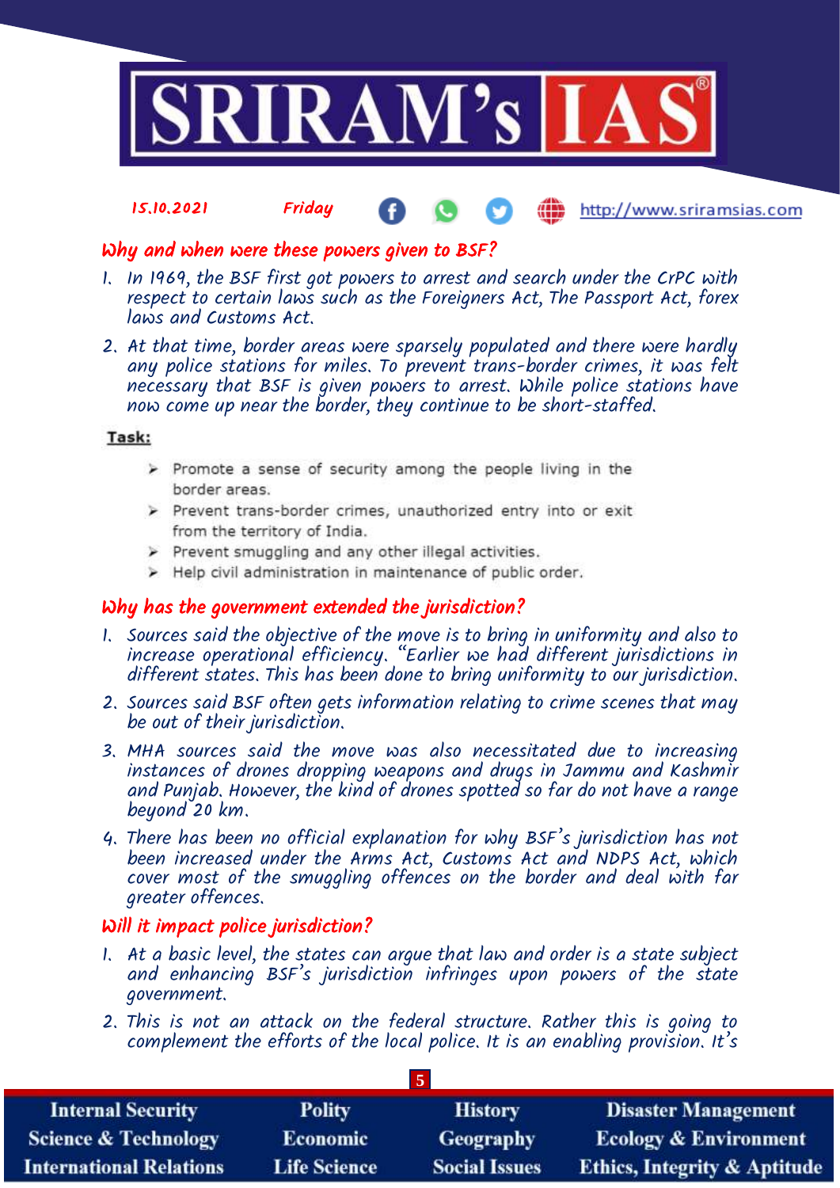## Why and when were these powers given to BSF?

1. In 1969, the BSF first got powers to arrest and search under the CrPC with respect to certain laws such as the Foreigners Act, The Passport Act, forex laws and Customs Act.
2. At that time, border areas were sparsely populated and there were hardly any police stations for miles. To prevent trans-border crimes, it was felt necessary that BSF is given powers to arrest. While police stations have now come up near the border, they continue to be short-staffed.

**Task:**

- Promote a sense of security among the people living in the border areas.
- Prevent trans-border crimes, unauthorized entry into or exit from the territory of India.
- Prevent smuggling and any other illegal activities.
- Help civil administration in maintenance of public order.

## Why has the government extended the jurisdiction?

1. Sources said the objective of the move is to bring in uniformity and also to increase operational efficiency. "Earlier we had different jurisdictions in different states. This has been done to bring uniformity to our jurisdiction.
2. Sources said BSF often gets information relating to crime scenes that may be out of their jurisdiction.
3. MHA sources said the move was also necessitated due to increasing instances of drones dropping weapons and drugs in Jammu and Kashmir and Punjab. However, the kind of drones spotted so far do not have a range beyond 20 km.
4. There has been no official explanation for why BSF's jurisdiction has not been increased under the Arms Act, Customs Act and NDPS Act, which cover most of the smuggling offences on the border and deal with far greater offences.

## Will it impact police jurisdiction?

1. At a basic level, the states can argue that law and order is a state subject and enhancing BSF's jurisdiction infringes upon powers of the state government.
2. This is not an attack on the federal structure. Rather this is going to complement the efforts of the local police. It is an enabling provision. It's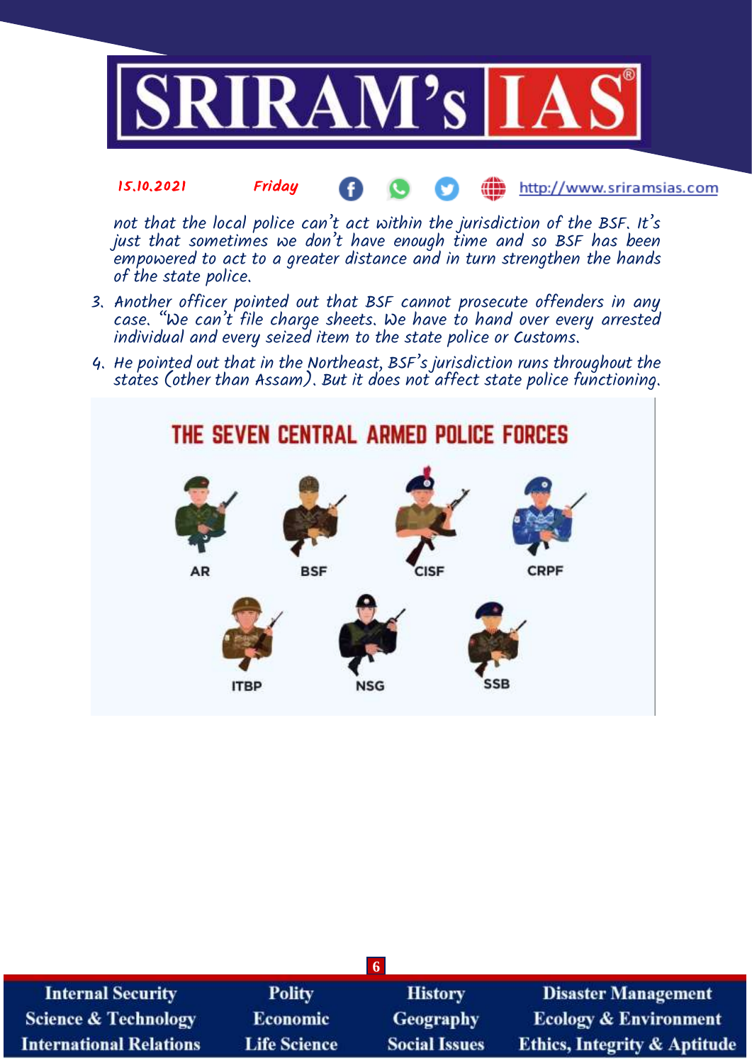not that the local police can't act within the jurisdiction of the BSF. It's just that sometimes we don't have enough time and so BSF has been empowered to act to a greater distance and in turn strengthen the hands of the state police.

3. Another officer pointed out that BSF cannot prosecute offenders in any case. "We can't file charge sheets. We have to hand over every arrested individual and every seized item to the state police or Customs.
4. He pointed out that in the Northeast, BSF's jurisdiction runs throughout the states (other than Assam). But it does not affect state police functioning.

THE SEVEN CENTRAL ARMED POLICE FORCES

AR

BSF

CISF

CRPF

ITBP

NSG

SSB